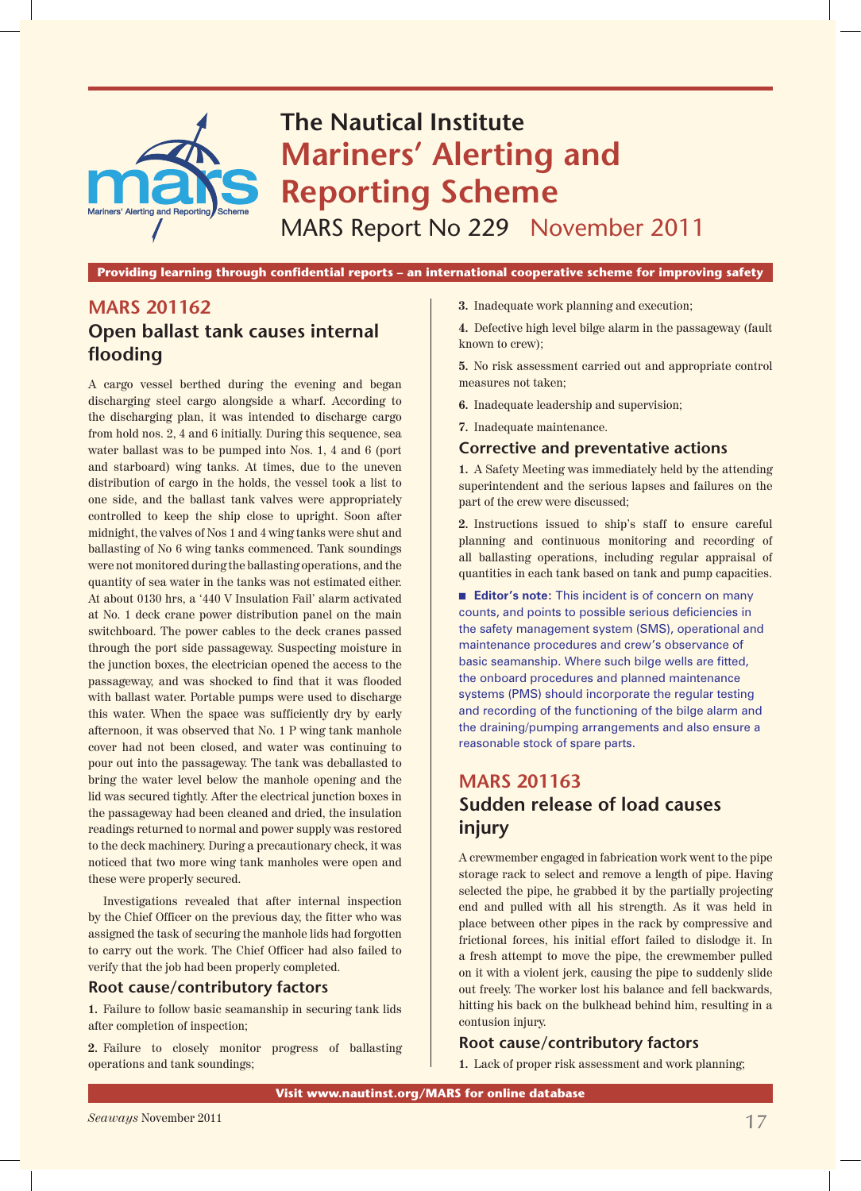# The Nautical Institute
# Mariners' Alerting and Reporting Scheme

MARS Report No 229 November 2011

**Providing learning through confidential reports – an international cooperative scheme for improving safety**

## MARS 201162

### Open ballast tank causes internal flooding

A cargo vessel berthed during the evening and began discharging steel cargo alongside a wharf. According to the discharging plan, it was intended to discharge cargo from hold nos. 2, 4 and 6 initially. During this sequence, sea water ballast was to be pumped into Nos. 1, 4 and 6 (port and starboard) wing tanks. At times, due to the uneven distribution of cargo in the holds, the vessel took a list to one side, and the ballast tank valves were appropriately controlled to keep the ship close to upright. Soon after midnight, the valves of Nos 1 and 4 wing tanks were shut and ballasting of No 6 wing tanks commenced. Tank soundings were not monitored during the ballasting operations, and the quantity of sea water in the tanks was not estimated either. At about 0130 hrs, a '440 V Insulation Fail' alarm activated at No. 1 deck crane power distribution panel on the main switchboard. The power cables to the deck cranes passed through the port side passageway. Suspecting moisture in the junction boxes, the electrician opened the access to the passageway, and was shocked to find that it was flooded with ballast water. Portable pumps were used to discharge this water. When the space was sufficiently dry by early afternoon, it was observed that No. 1 P wing tank manhole cover had not been closed, and water was continuing to pour out into the passageway. The tank was deballasted to bring the water level below the manhole opening and the lid was secured tightly. After the electrical junction boxes in the passageway had been cleaned and dried, the insulation readings returned to normal and power supply was restored to the deck machinery. During a precautionary check, it was noticed that two more wing tank manholes were open and these were properly secured.

Investigations revealed that after internal inspection by the Chief Officer on the previous day, the fitter who was assigned the task of securing the manhole lids had forgotten to carry out the work. The Chief Officer had also failed to verify that the job had been properly completed.

#### Root cause/contributory factors

1. Failure to follow basic seamanship in securing tank lids after completion of inspection;
2. Failure to closely monitor progress of ballasting operations and tank soundings;
3. Inadequate work planning and execution;
4. Defective high level bilge alarm in the passageway (fault known to crew);
5. No risk assessment carried out and appropriate control measures not taken;
6. Inadequate leadership and supervision;
7. Inadequate maintenance.

#### Corrective and preventative actions

1. A Safety Meeting was immediately held by the attending superintendent and the serious lapses and failures on the part of the crew were discussed;
2. Instructions issued to ship's staff to ensure careful planning and continuous monitoring and recording of all ballasting operations, including regular appraisal of quantities in each tank based on tank and pump capacities.

**Editor's note:** This incident is of concern on many counts, and points to possible serious deficiencies in the safety management system (SMS), operational and maintenance procedures and crew's observance of basic seamanship. Where such bilge wells are fitted, the onboard procedures and planned maintenance systems (PMS) should incorporate the regular testing and recording of the functioning of the bilge alarm and the draining/pumping arrangements and also ensure a reasonable stock of spare parts.

## MARS 201163

### Sudden release of load causes injury

A crewmember engaged in fabrication work went to the pipe storage rack to select and remove a length of pipe. Having selected the pipe, he grabbed it by the partially projecting end and pulled with all his strength. As it was held in place between other pipes in the rack by compressive and frictional forces, his initial effort failed to dislodge it. In a fresh attempt to move the pipe, the crewmember pulled on it with a violent jerk, causing the pipe to suddenly slide out freely. The worker lost his balance and fell backwards, hitting his back on the bulkhead behind him, resulting in a contusion injury.

#### Root cause/contributory factors

1. Lack of proper risk assessment and work planning;

**Visit www.nautinst.org/MARS for online database**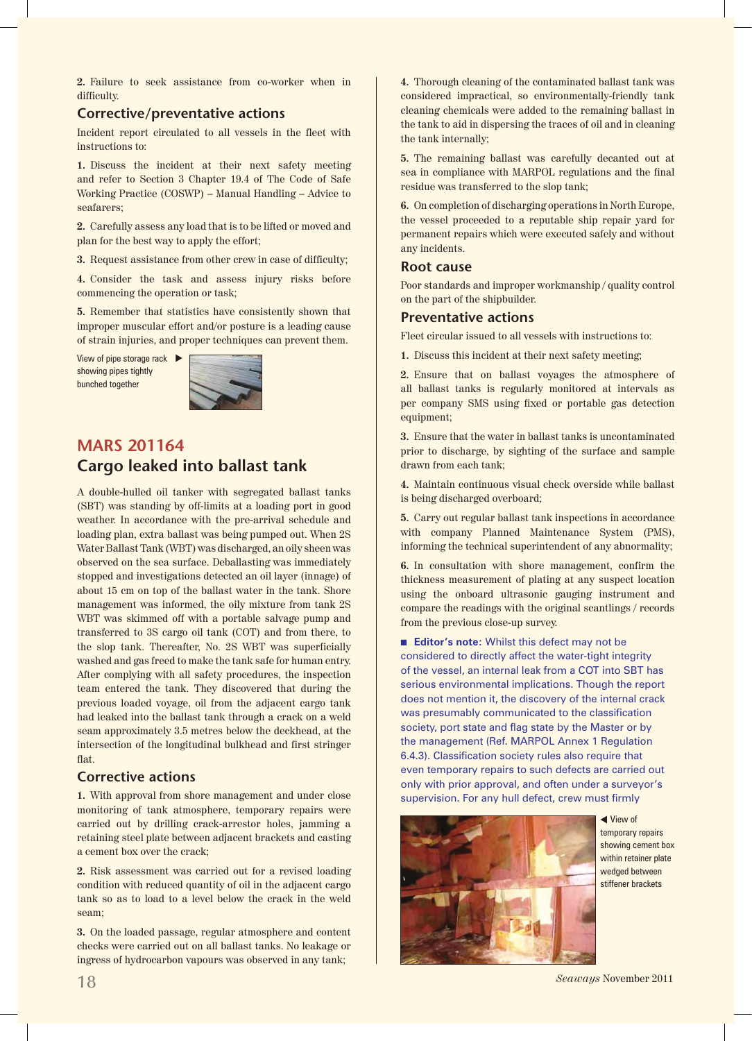**2.** Failure to seek assistance from co-worker when in difficulty.

### Corrective/preventative actions

Incident report circulated to all vessels in the fleet with instructions to:

**1.** Discuss the incident at their next safety meeting and refer to Section 3 Chapter 19.4 of The Code of Safe Working Practice (COSWP) – Manual Handling – Advice to seafarers;

**2.** Carefully assess any load that is to be lifted or moved and plan for the best way to apply the effort;

**3.** Request assistance from other crew in case of difficulty;

**4.** Consider the task and assess injury risks before commencing the operation or task;

**5.** Remember that statistics have consistently shown that improper muscular effort and/or posture is a leading cause of strain injuries, and proper techniques can prevent them.

View of pipe storage rack showing pipes tightly bunched together

## MARS 201164

## Cargo leaked into ballast tank

A double-hulled oil tanker with segregated ballast tanks (SBT) was standing by off-limits at a loading port in good weather. In accordance with the pre-arrival schedule and loading plan, extra ballast was being pumped out. When 2S Water Ballast Tank (WBT) was discharged, an oily sheen was observed on the sea surface. Deballasting was immediately stopped and investigations detected an oil layer (innage) of about 15 cm on top of the ballast water in the tank. Shore management was informed, the oily mixture from tank 2S WBT was skimmed off with a portable salvage pump and transferred to 3S cargo oil tank (COT) and from there, to the slop tank. Thereafter, No. 2S WBT was superficially washed and gas freed to make the tank safe for human entry. After complying with all safety procedures, the inspection team entered the tank. They discovered that during the previous loaded voyage, oil from the adjacent cargo tank had leaked into the ballast tank through a crack on a weld seam approximately 3.5 metres below the deckhead, at the intersection of the longitudinal bulkhead and first stringer flat.

### Corrective actions

**1.** With approval from shore management and under close monitoring of tank atmosphere, temporary repairs were carried out by drilling crack-arrestor holes, jamming a retaining steel plate between adjacent brackets and casting a cement box over the crack;

**2.** Risk assessment was carried out for a revised loading condition with reduced quantity of oil in the adjacent cargo tank so as to load to a level below the crack in the weld seam;

**3.** On the loaded passage, regular atmosphere and content checks were carried out on all ballast tanks. No leakage or ingress of hydrocarbon vapours was observed in any tank;

**4.** Thorough cleaning of the contaminated ballast tank was considered impractical, so environmentally-friendly tank cleaning chemicals were added to the remaining ballast in the tank to aid in dispersing the traces of oil and in cleaning the tank internally;

**5.** The remaining ballast was carefully decanted out at sea in compliance with MARPOL regulations and the final residue was transferred to the slop tank;

**6.** On completion of discharging operations in North Europe, the vessel proceeded to a reputable ship repair yard for permanent repairs which were executed safely and without any incidents.

### Root cause

Poor standards and improper workmanship / quality control on the part of the shipbuilder.

### Preventative actions

Fleet circular issued to all vessels with instructions to:

**1.** Discuss this incident at their next safety meeting;

**2.** Ensure that on ballast voyages the atmosphere of all ballast tanks is regularly monitored at intervals as per company SMS using fixed or portable gas detection equipment;

**3.** Ensure that the water in ballast tanks is uncontaminated prior to discharge, by sighting of the surface and sample drawn from each tank;

**4.** Maintain continuous visual check overside while ballast is being discharged overboard;

**5.** Carry out regular ballast tank inspections in accordance with company Planned Maintenance System (PMS), informing the technical superintendent of any abnormality;

**6.** In consultation with shore management, confirm the thickness measurement of plating at any suspect location using the onboard ultrasonic gauging instrument and compare the readings with the original scantlings / records from the previous close-up survey.

■ **Editor's note:** Whilst this defect may not be considered to directly affect the water-tight integrity of the vessel, an internal leak from a COT into SBT has serious environmental implications. Though the report does not mention it, the discovery of the internal crack was presumably communicated to the classification society, port state and flag state by the Master or by the management (Ref. MARPOL Annex 1 Regulation 6.4.3). Classification society rules also require that even temporary repairs to such defects are carried out only with prior approval, and often under a surveyor's supervision. For any hull defect, crew must firmly

View of temporary repairs showing cement box within retainer plate wedged between stiffener brackets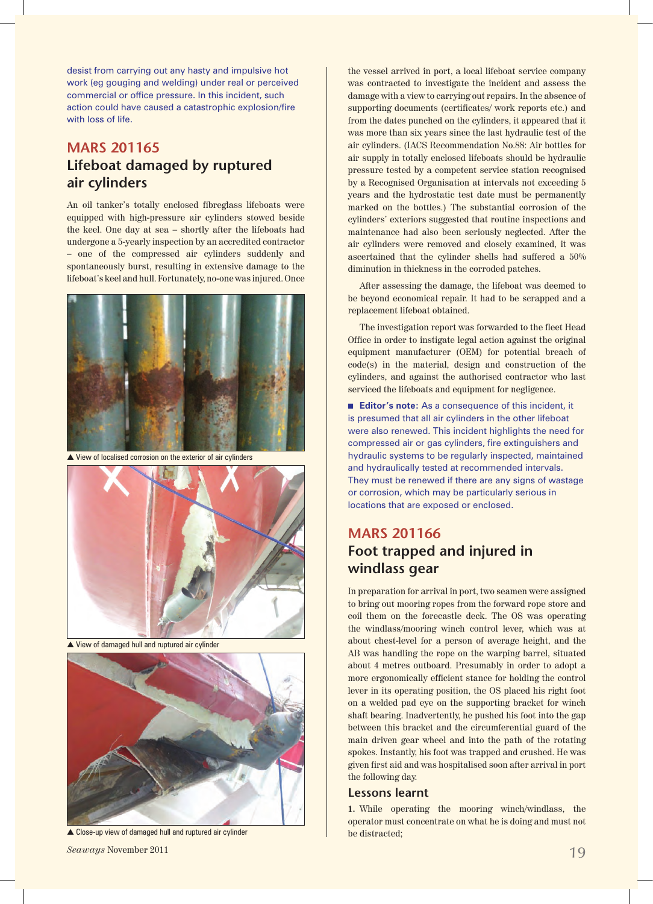desist from carrying out any hasty and impulsive hot work (eg gouging and welding) under real or perceived commercial or office pressure. In this incident, such action could have caused a catastrophic explosion/fire with loss of life.

## MARS 201165

## Lifeboat damaged by ruptured air cylinders

An oil tanker's totally enclosed fibreglass lifeboats were equipped with high-pressure air cylinders stowed beside the keel. One day at sea – shortly after the lifeboats had undergone a 5-yearly inspection by an accredited contractor – one of the compressed air cylinders suddenly and spontaneously burst, resulting in extensive damage to the lifeboat's keel and hull. Fortunately, no-one was injured. Once the vessel arrived in port, a local lifeboat service company was contracted to investigate the incident and assess the damage with a view to carrying out repairs. In the absence of supporting documents (certificates/ work reports etc.) and from the dates punched on the cylinders, it appeared that it was more than six years since the last hydraulic test of the air cylinders. (IACS Recommendation No.88: Air bottles for air supply in totally enclosed lifeboats should be hydraulic pressure tested by a competent service station recognised by a Recognised Organisation at intervals not exceeding 5 years and the hydrostatic test date must be permanently marked on the bottles.) The substantial corrosion of the cylinders' exteriors suggested that routine inspections and maintenance had also been seriously neglected. After the air cylinders were removed and closely examined, it was ascertained that the cylinder shells had suffered a 50% diminution in thickness in the corroded patches.

▲ View of localised corrosion on the exterior of air cylinders

▲ View of damaged hull and ruptured air cylinder

▲ Close-up view of damaged hull and ruptured air cylinder

After assessing the damage, the lifeboat was deemed to be beyond economical repair. It had to be scrapped and a replacement lifeboat obtained.

The investigation report was forwarded to the fleet Head Office in order to instigate legal action against the original equipment manufacturer (OEM) for potential breach of code(s) in the material, design and construction of the cylinders, and against the authorised contractor who last serviced the lifeboats and equipment for negligence.

■ **Editor's note:** As a consequence of this incident, it is presumed that all air cylinders in the other lifeboat were also renewed. This incident highlights the need for compressed air or gas cylinders, fire extinguishers and hydraulic systems to be regularly inspected, maintained and hydraulically tested at recommended intervals. They must be renewed if there are any signs of wastage or corrosion, which may be particularly serious in locations that are exposed or enclosed.

## MARS 201166

## Foot trapped and injured in windlass gear

In preparation for arrival in port, two seamen were assigned to bring out mooring ropes from the forward rope store and coil them on the forecastle deck. The OS was operating the windlass/mooring winch control lever, which was at about chest-level for a person of average height, and the AB was handling the rope on the warping barrel, situated about 4 metres outboard. Presumably in order to adopt a more ergonomically efficient stance for holding the control lever in its operating position, the OS placed his right foot on a welded pad eye on the supporting bracket for winch shaft bearing. Inadvertently, he pushed his foot into the gap between this bracket and the circumferential guard of the main driven gear wheel and into the path of the rotating spokes. Instantly, his foot was trapped and crushed. He was given first aid and was hospitalised soon after arrival in port the following day.

### Lessons learnt

**1.** While operating the mooring winch/windlass, the operator must concentrate on what he is doing and must not be distracted;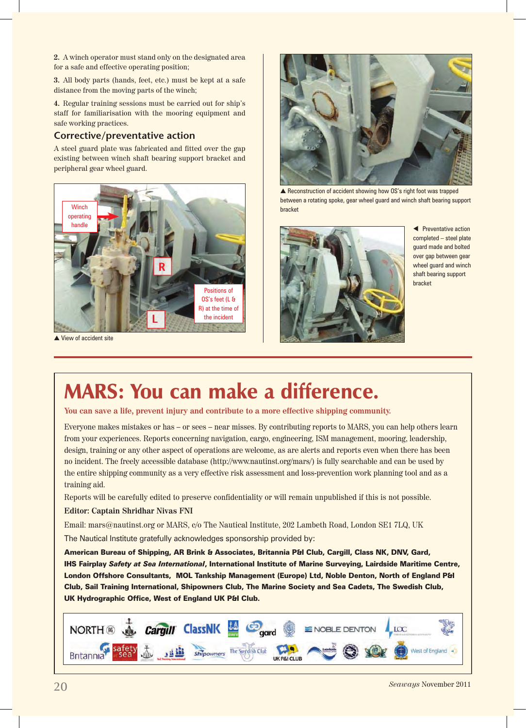**2.** A winch operator must stand only on the designated area for a safe and effective operating position;

**3.** All body parts (hands, feet, etc.) must be kept at a safe distance from the moving parts of the winch;

**4.** Regular training sessions must be carried out for ship's staff for familiarisation with the mooring equipment and safe working practices.

## Corrective/preventative action

A steel guard plate was fabricated and fitted over the gap existing between winch shaft bearing support bracket and peripheral gear wheel guard.

Winch operating handle

R

L

Positions of OS's feet (L & R) at the time of the incident

▲ View of accident site

▲ Reconstruction of accident showing how OS's right foot was trapped between a rotating spoke, gear wheel guard and winch shaft bearing support bracket

◀ Preventative action completed – steel plate guard made and bolted over gap between gear wheel guard and winch shaft bearing support bracket

# MARS: You can make a difference.

**You can save a life, prevent injury and contribute to a more effective shipping community.**

Everyone makes mistakes or has – or sees – near misses. By contributing reports to MARS, you can help others learn from your experiences. Reports concerning navigation, cargo, engineering, ISM management, mooring, leadership, design, training or any other aspect of operations are welcome, as are alerts and reports even when there has been no incident. The freely accessible database (http://www.nautinst.org/mars/) is fully searchable and can be used by the entire shipping community as a very effective risk assessment and loss-prevention work planning tool and as a training aid.

Reports will be carefully edited to preserve confidentiality or will remain unpublished if this is not possible.

**Editor: Captain Shridhar Nivas FNI**

Email: mars@nautinst.org or MARS, c/o The Nautical Institute, 202 Lambeth Road, London SE1 7LQ, UK

The Nautical Institute gratefully acknowledges sponsorship provided by:

**American Bureau of Shipping, AR Brink & Associates, Britannia P&I Club, Cargill, Class NK, DNV, Gard, IHS Fairplay *Safety at Sea International*, International Institute of Marine Surveying, Lairdside Maritime Centre, London Offshore Consultants, MOL Tankship Management (Europe) Ltd, Noble Denton, North of England P&I Club, Sail Training International, Shipowners Club, The Marine Society and Sea Cadets, The Swedish Club, UK Hydrographic Office, West of England UK P&I Club.**